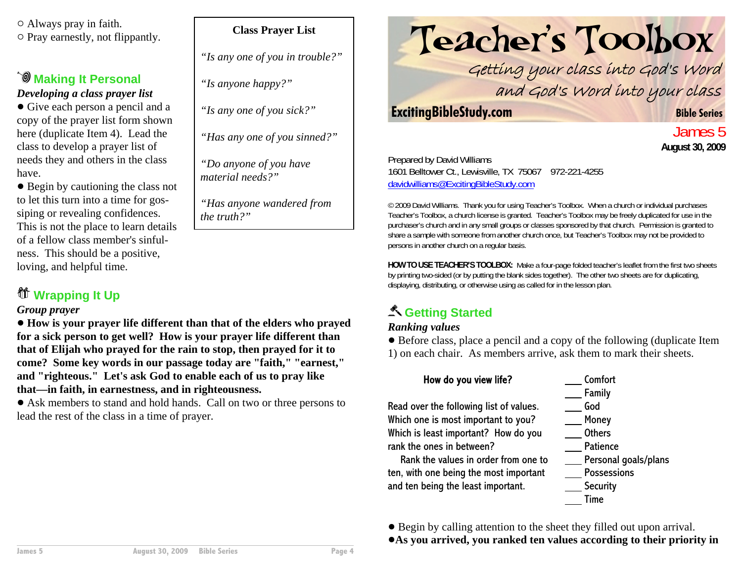○ Always pray in faith.
○ Pray earnestly, not flippantly.

## Making It Personal

***Developing a class prayer list***

- Give each person a pencil and a copy of the prayer list form shown here (duplicate Item 4). Lead the class to develop a prayer list of needs they and others in the class have.
- Begin by cautioning the class not to let this turn into a time for gossiping or revealing confidences. This is not the place to learn details of a fellow class member's sinfulness. This should be a positive, loving, and helpful time.

**Class Prayer List**

*"Is any one of you in trouble?"*

*"Is anyone happy?"*

*"Is any one of you sick?"*

*"Has any one of you sinned?"*

*"Do anyone of you have material needs?"*

*"Has anyone wandered from the truth?"*

## Wrapping It Up

***Group prayer***

- **How is your prayer life different than that of the elders who prayed for a sick person to get well? How is your prayer life different than that of Elijah who prayed for the rain to stop, then prayed for it to come? Some key words in our passage today are "faith," "earnest," and "righteous." Let's ask God to enable each of us to pray like that—in faith, in earnestness, and in righteousness.**
- Ask members to stand and hold hands. Call on two or three persons to lead the rest of the class in a time of prayer.

# Teacher's Toolbox

*Getting your class into God's Word and God's Word into your class*

**ExcitingBibleStudy.com** — **Bible Series**

## James 5

**August 30, 2009**

Prepared by David Williams
1601 Belltower Ct., Lewisville, TX 75067 972-221-4255
davidwilliams@ExcitingBibleStudy.com

© 2009 David Williams. Thank you for using Teacher's Toolbox. When a church or individual purchases Teacher's Toolbox, a church license is granted. Teacher's Toolbox may be freely duplicated for use in the purchaser's church and in any small groups or classes sponsored by that church. Permission is granted to share a sample with someone from another church once, but Teacher's Toolbox may not be provided to persons in another church on a regular basis.

**HOW TO USE TEACHER'S TOOLBOX:** Make a four-page folded teacher's leaflet from the first two sheets by printing two-sided (or by putting the blank sides together). The other two sheets are for duplicating, displaying, distributing, or otherwise using as called for in the lesson plan.

## Getting Started

***Ranking values***

- Before class, place a pencil and a copy of the following (duplicate Item 1) on each chair. As members arrive, ask them to mark their sheets.

**How do you view life?**

Read over the following list of values. Which one is most important to you? Which is least important? How do you rank the ones in between?

Rank the values in order from one to ten, with one being the most important and ten being the least important.

\_\_\_ Comfort
\_\_\_ Family
\_\_\_ God
\_\_\_ Money
\_\_\_ Others
\_\_\_ Patience
\_\_\_ Personal goals/plans
\_\_\_ Possessions
\_\_\_ Security
\_\_\_ Time

- Begin by calling attention to the sheet they filled out upon arrival.
- **As you arrived, you ranked ten values according to their priority in**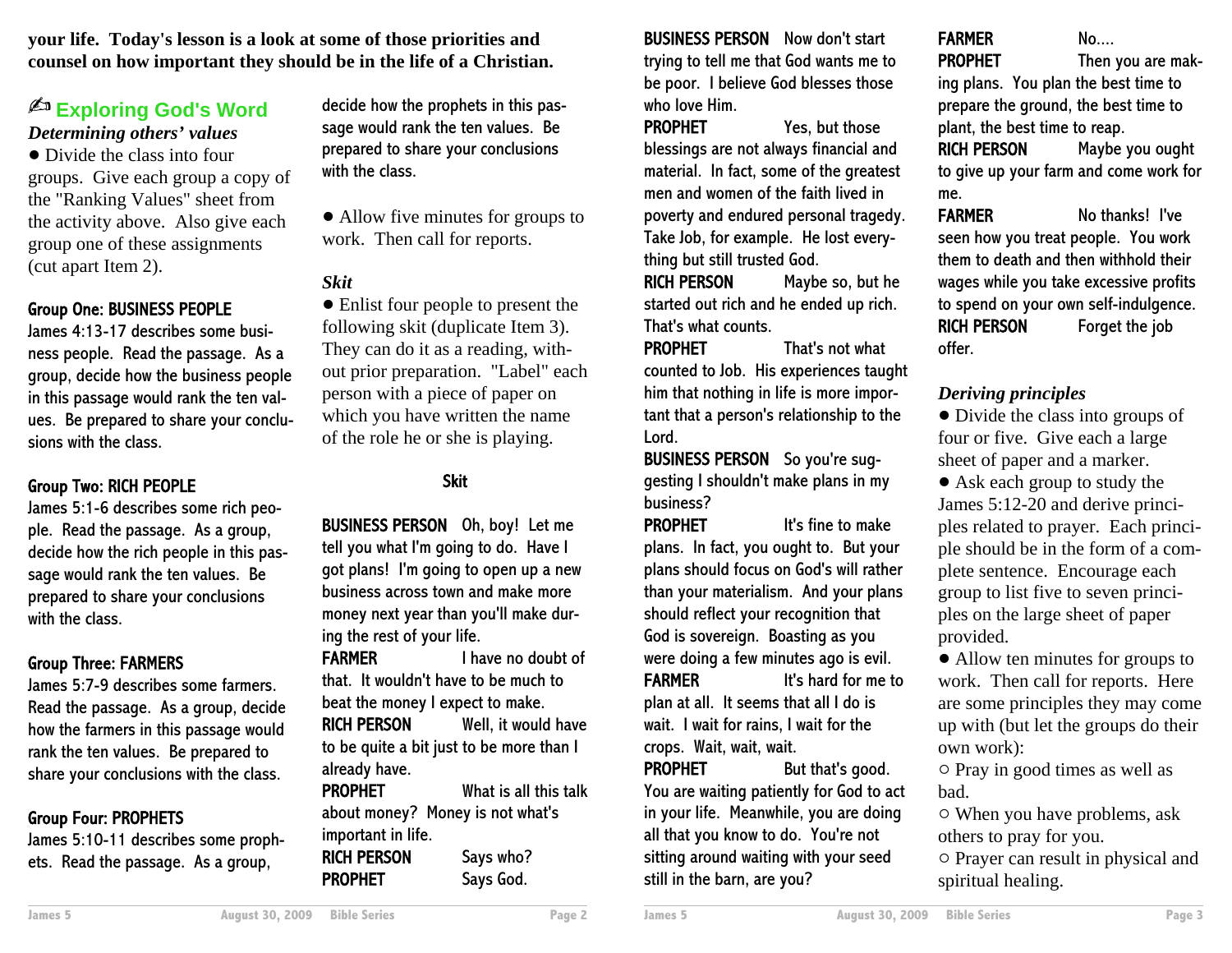**your life. Today's lesson is a look at some of those priorities and counsel on how important they should be in the life of a Christian.**

## ✍ Exploring God's Word

### *Determining others' values*

- Divide the class into four groups. Give each group a copy of the "Ranking Values" sheet from the activity above. Also give each group one of these assignments (cut apart Item 2).

**Group One: BUSINESS PEOPLE**
James 4:13-17 describes some business people. Read the passage. As a group, decide how the business people in this passage would rank the ten values. Be prepared to share your conclusions with the class.

**Group Two: RICH PEOPLE**
James 5:1-6 describes some rich people. Read the passage. As a group, decide how the rich people in this passage would rank the ten values. Be prepared to share your conclusions with the class.

**Group Three: FARMERS**
James 5:7-9 describes some farmers. Read the passage. As a group, decide how the farmers in this passage would rank the ten values. Be prepared to share your conclusions with the class.

**Group Four: PROPHETS**
James 5:10-11 describes some prophets. Read the passage. As a group, decide how the prophets in this passage would rank the ten values. Be prepared to share your conclusions with the class.

- Allow five minutes for groups to work. Then call for reports.

### *Skit*

- Enlist four people to present the following skit (duplicate Item 3). They can do it as a reading, without prior preparation. "Label" each person with a piece of paper on which you have written the name of the role he or she is playing.

**Skit**

**BUSINESS PERSON** Oh, boy! Let me tell you what I'm going to do. Have I got plans! I'm going to open up a new business across town and make more money next year than you'll make during the rest of your life.

**FARMER** I have no doubt of that. It wouldn't have to be much to beat the money I expect to make.

**RICH PERSON** Well, it would have to be quite a bit just to be more than I already have.

**PROPHET** What is all this talk about money? Money is not what's important in life.

**RICH PERSON** Says who?

**PROPHET** Says God.

**BUSINESS PERSON** Now don't start trying to tell me that God wants me to be poor. I believe God blesses those who love Him.

**PROPHET** Yes, but those blessings are not always financial and material. In fact, some of the greatest men and women of the faith lived in poverty and endured personal tragedy. Take Job, for example. He lost everything but still trusted God.

**RICH PERSON** Maybe so, but he started out rich and he ended up rich. That's what counts.

**PROPHET** That's not what counted to Job. His experiences taught him that nothing in life is more important that a person's relationship to the Lord.

**BUSINESS PERSON** So you're suggesting I shouldn't make plans in my business?

**PROPHET** It's fine to make plans. In fact, you ought to. But your plans should focus on God's will rather than your materialism. And your plans should reflect your recognition that God is sovereign. Boasting as you were doing a few minutes ago is evil.

**FARMER** It's hard for me to plan at all. It seems that all I do is wait. I wait for rains, I wait for the crops. Wait, wait, wait.

**PROPHET** But that's good. You are waiting patiently for God to act in your life. Meanwhile, you are doing all that you know to do. You're not sitting around waiting with your seed still in the barn, are you?

**FARMER** No....

**PROPHET** Then you are making plans. You plan the best time to prepare the ground, the best time to plant, the best time to reap.

**RICH PERSON** Maybe you ought to give up your farm and come work for me.

**FARMER** No thanks! I've seen how you treat people. You work them to death and then withhold their wages while you take excessive profits to spend on your own self-indulgence.

**RICH PERSON** Forget the job offer.

### *Deriving principles*

- Divide the class into groups of four or five. Give each a large sheet of paper and a marker.
- Ask each group to study the James 5:12-20 and derive principles related to prayer. Each principle should be in the form of a complete sentence. Encourage each group to list five to seven principles on the large sheet of paper provided.
- Allow ten minutes for groups to work. Then call for reports. Here are some principles they may come up with (but let the groups do their own work):
  - Pray in good times as well as bad.
  - When you have problems, ask others to pray for you.
  - Prayer can result in physical and spiritual healing.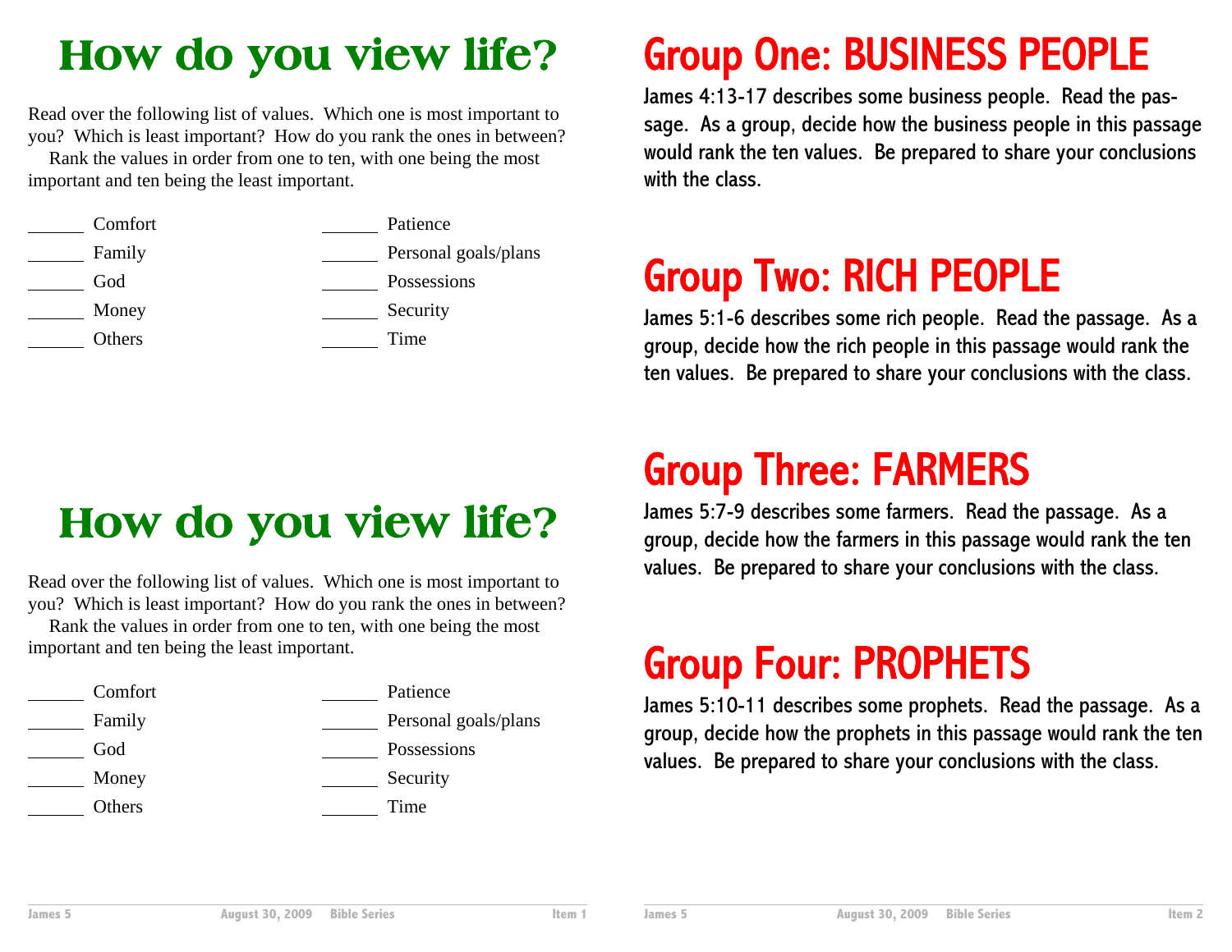# How do you view life?

Read over the following list of values. Which one is most important to you? Which is least important? How do you rank the ones in between?

Rank the values in order from one to ten, with one being the most important and ten being the least important.

______ Comfort
______ Family
______ God
______ Money
______ Others
______ Patience
______ Personal goals/plans
______ Possessions
______ Security
______ Time

# How do you view life?

Read over the following list of values. Which one is most important to you? Which is least important? How do you rank the ones in between?

Rank the values in order from one to ten, with one being the most important and ten being the least important.

______ Comfort
______ Family
______ God
______ Money
______ Others
______ Patience
______ Personal goals/plans
______ Possessions
______ Security
______ Time

# Group One: BUSINESS PEOPLE

James 4:13-17 describes some business people. Read the passage. As a group, decide how the business people in this passage would rank the ten values. Be prepared to share your conclusions with the class.

# Group Two: RICH PEOPLE

James 5:1-6 describes some rich people. Read the passage. As a group, decide how the rich people in this passage would rank the ten values. Be prepared to share your conclusions with the class.

# Group Three: FARMERS

James 5:7-9 describes some farmers. Read the passage. As a group, decide how the farmers in this passage would rank the ten values. Be prepared to share your conclusions with the class.

# Group Four: PROPHETS

James 5:10-11 describes some prophets. Read the passage. As a group, decide how the prophets in this passage would rank the ten values. Be prepared to share your conclusions with the class.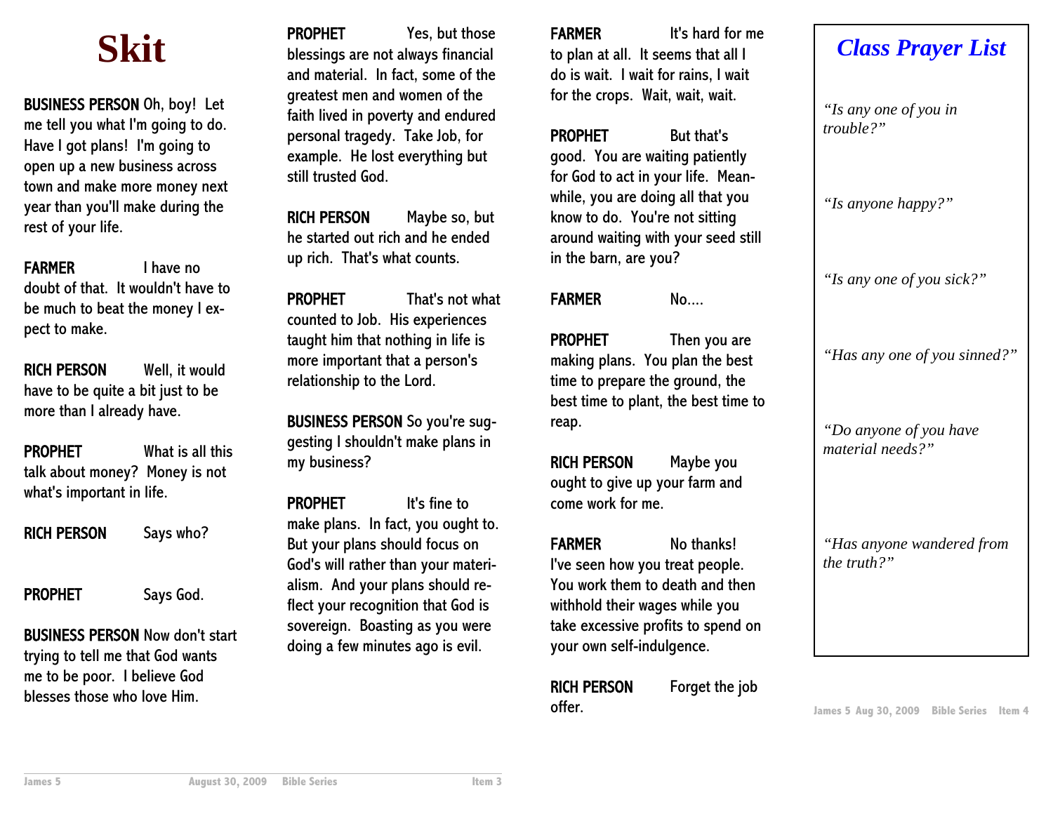# Skit

**BUSINESS PERSON** Oh, boy! Let me tell you what I'm going to do. Have I got plans! I'm going to open up a new business across town and make more money next year than you'll make during the rest of your life.

**FARMER** I have no doubt of that. It wouldn't have to be much to beat the money I expect to make.

**RICH PERSON** Well, it would have to be quite a bit just to be more than I already have.

**PROPHET** What is all this talk about money? Money is not what's important in life.

**RICH PERSON** Says who?

**PROPHET** Says God.

**BUSINESS PERSON** Now don't start trying to tell me that God wants me to be poor. I believe God blesses those who love Him.

**PROPHET** Yes, but those blessings are not always financial and material. In fact, some of the greatest men and women of the faith lived in poverty and endured personal tragedy. Take Job, for example. He lost everything but still trusted God.

**RICH PERSON** Maybe so, but he started out rich and he ended up rich. That's what counts.

**PROPHET** That's not what counted to Job. His experiences taught him that nothing in life is more important that a person's relationship to the Lord.

**BUSINESS PERSON** So you're suggesting I shouldn't make plans in my business?

**PROPHET** It's fine to make plans. In fact, you ought to. But your plans should focus on God's will rather than your materialism. And your plans should reflect your recognition that God is sovereign. Boasting as you were doing a few minutes ago is evil.

**FARMER** It's hard for me to plan at all. It seems that all I do is wait. I wait for rains, I wait for the crops. Wait, wait, wait.

**PROPHET** But that's good. You are waiting patiently for God to act in your life. Meanwhile, you are doing all that you know to do. You're not sitting around waiting with your seed still in the barn, are you?

**FARMER** No....

**PROPHET** Then you are making plans. You plan the best time to prepare the ground, the best time to plant, the best time to reap.

**RICH PERSON** Maybe you ought to give up your farm and come work for me.

**FARMER** No thanks! I've seen how you treat people. You work them to death and then withhold their wages while you take excessive profits to spend on your own self-indulgence.

**RICH PERSON** Forget the job offer.

## *Class Prayer List*

*"Is any one of you in trouble?"*

*"Is anyone happy?"*

*"Is any one of you sick?"*

*"Has any one of you sinned?"*

*"Do anyone of you have material needs?"*

*"Has anyone wandered from the truth?"*